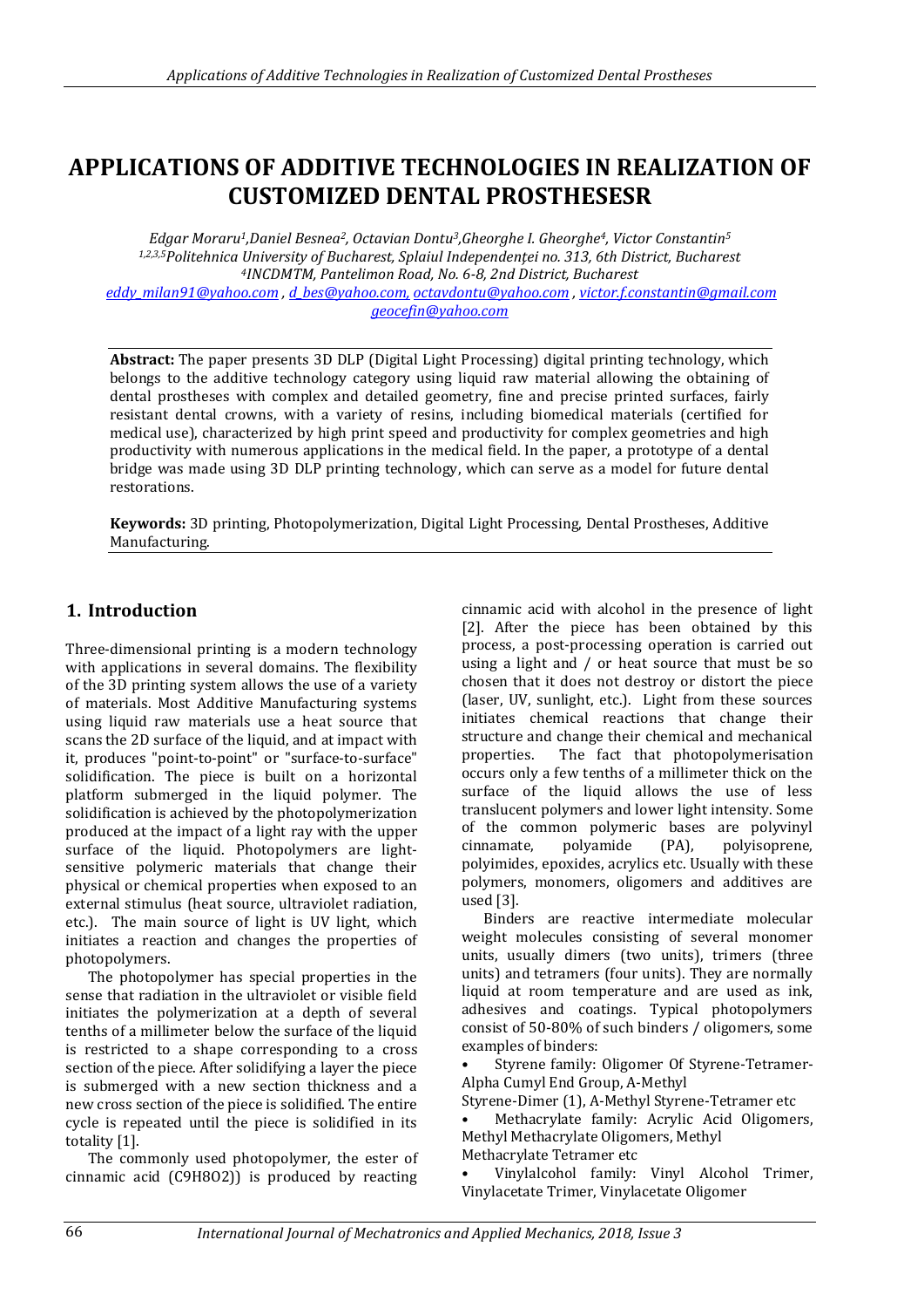# APPLICATIONS OF ADDITIVE TECHNOLOGIES IN REALIZATION OF CUSTOMIZED DENTAL PROSTHESESR

*Edgar Moraru[1],Daniel Besnea[2], Octavian Dontu[3],Gheorghe I. Gheorghe[4], Victor Constantin[5]*
*[1,2,3,5]Politehnica University of Bucharest, Splaiul Independenţei no. 313, 6th District, Bucharest*
*[4]INCDMTM, Pantelimon Road, No. 6-8, 2nd District, Bucharest*
eddy_milan91@yahoo.com , d_bes@yahoo.com, octavdontu@yahoo.com , victor.f.constantin@gmail.com
geocefin@yahoo.com

**Abstract:** The paper presents 3D DLP (Digital Light Processing) digital printing technology, which belongs to the additive technology category using liquid raw material allowing the obtaining of dental prostheses with complex and detailed geometry, fine and precise printed surfaces, fairly resistant dental crowns, with a variety of resins, including biomedical materials (certified for medical use), characterized by high print speed and productivity for complex geometries and high productivity with numerous applications in the medical field. In the paper, a prototype of a dental bridge was made using 3D DLP printing technology, which can serve as a model for future dental restorations.

**Keywords:** 3D printing, Photopolymerization, Digital Light Processing, Dental Prostheses, Additive Manufacturing.

## 1. Introduction

Three-dimensional printing is a modern technology with applications in several domains. The flexibility of the 3D printing system allows the use of a variety of materials. Most Additive Manufacturing systems using liquid raw materials use a heat source that scans the 2D surface of the liquid, and at impact with it, produces "point-to-point" or "surface-to-surface" solidification. The piece is built on a horizontal platform submerged in the liquid polymer. The solidification is achieved by the photopolymerization produced at the impact of a light ray with the upper surface of the liquid. Photopolymers are light-sensitive polymeric materials that change their physical or chemical properties when exposed to an external stimulus (heat source, ultraviolet radiation, etc.). The main source of light is UV light, which initiates a reaction and changes the properties of photopolymers.

The photopolymer has special properties in the sense that radiation in the ultraviolet or visible field initiates the polymerization at a depth of several tenths of a millimeter below the surface of the liquid is restricted to a shape corresponding to a cross section of the piece. After solidifying a layer the piece is submerged with a new section thickness and a new cross section of the piece is solidified. The entire cycle is repeated until the piece is solidified in its totality [1].

The commonly used photopolymer, the ester of cinnamic acid ($C_9H_8O_2$)) is produced by reacting cinnamic acid with alcohol in the presence of light [2]. After the piece has been obtained by this process, a post-processing operation is carried out using a light and / or heat source that must be so chosen that it does not destroy or distort the piece (laser, UV, sunlight, etc.). Light from these sources initiates chemical reactions that change their structure and change their chemical and mechanical properties. The fact that photopolymerisation occurs only a few tenths of a millimeter thick on the surface of the liquid allows the use of less translucent polymers and lower light intensity. Some of the common polymeric bases are polyvinyl cinnamate, polyamide (PA), polyisoprene, polyimides, epoxides, acrylics etc. Usually with these polymers, monomers, oligomers and additives are used [3].

Binders are reactive intermediate molecular weight molecules consisting of several monomer units, usually dimers (two units), trimers (three units) and tetramers (four units). They are normally liquid at room temperature and are used as ink, adhesives and coatings. Typical photopolymers consist of 50-80% of such binders / oligomers, some examples of binders:

- Styrene family: Oligomer Of Styrene-Tetramer-Alpha Cumyl End Group, A-Methyl Styrene-Dimer (1), A-Methyl Styrene-Tetramer etc
- Methacrylate family: Acrylic Acid Oligomers, Methyl Methacrylate Oligomers, Methyl Methacrylate Tetramer etc
- Vinylalcohol family: Vinyl Alcohol Trimer, Vinylacetate Trimer, Vinylacetate Oligomer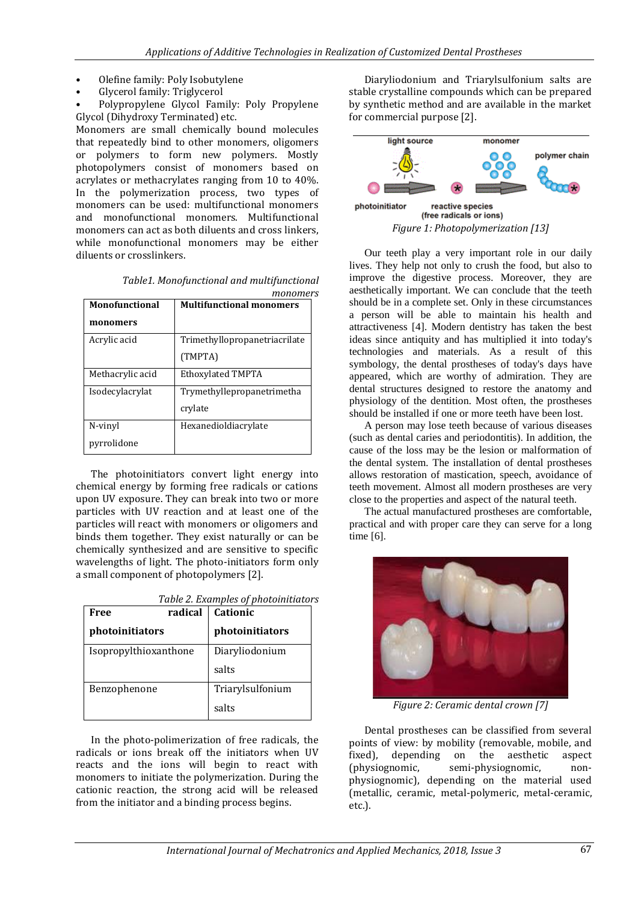- Olefine family: Poly Isobutylene
- Glycerol family: Triglycerol
- Polypropylene Glycol Family: Poly Propylene Glycol (Dihydroxy Terminated) etc.

Monomers are small chemically bound molecules that repeatedly bind to other monomers, oligomers or polymers to form new polymers. Mostly photopolymers consist of monomers based on acrylates or methacrylates ranging from 10 to 40%. In the polymerization process, two types of monomers can be used: multifunctional monomers and monofunctional monomers. Multifunctional monomers can act as both diluents and cross linkers, while monofunctional monomers may be either diluents or crosslinkers.

*Table1. Monofunctional and multifunctional monomers*

| Monofunctional monomers | Multifunctional monomers |
|---|---|
| Acrylic acid | Trimethyllopropanetriacrilate (TMPTA) |
| Methacrylic acid | Ethoxylated TMPTA |
| Isodecylacrylat | Trymethyllepropanetrimethacrylate |
| N-vinyl pyrrolidone | Hexanedioldiacrylate |

The photoinitiators convert light energy into chemical energy by forming free radicals or cations upon UV exposure. They can break into two or more particles with UV reaction and at least one of the particles will react with monomers or oligomers and binds them together. They exist naturally or can be chemically synthesized and are sensitive to specific wavelengths of light. The photo-initiators form only a small component of photopolymers [2].

*Table 2. Examples of photoinitiators*

| Free radical photoinitiators | Cationic photoinitiators |
|---|---|
| Isopropylthioxanthone | Diaryliodonium salts |
| Benzophenone | Triarylsulfonium salts |

In the photo-polimerization of free radicals, the radicals or ions break off the initiators when UV reacts and the ions will begin to react with monomers to initiate the polymerization. During the cationic reaction, the strong acid will be released from the initiator and a binding process begins.

Diaryliodonium and Triarylsulfonium salts are stable crystalline compounds which can be prepared by synthetic method and are available in the market for commercial purpose [2].

*Figure 1: Photopolymerization [13]*

Our teeth play a very important role in our daily lives. They help not only to crush the food, but also to improve the digestive process. Moreover, they are aesthetically important. We can conclude that the teeth should be in a complete set. Only in these circumstances a person will be able to maintain his health and attractiveness [4]. Modern dentistry has taken the best ideas since antiquity and has multiplied it into today's technologies and materials. As a result of this symbology, the dental prostheses of today's days have appeared, which are worthy of admiration. They are dental structures designed to restore the anatomy and physiology of the dentition. Most often, the prostheses should be installed if one or more teeth have been lost.

A person may lose teeth because of various diseases (such as dental caries and periodontitis). In addition, the cause of the loss may be the lesion or malformation of the dental system. The installation of dental prostheses allows restoration of mastication, speech, avoidance of teeth movement. Almost all modern prostheses are very close to the properties and aspect of the natural teeth.

The actual manufactured prostheses are comfortable, practical and with proper care they can serve for a long time [6].

*Figure 2: Ceramic dental crown [7]*

Dental prostheses can be classified from several points of view: by mobility (removable, mobile, and fixed), depending on the aesthetic aspect (physiognomic, semi-physiognomic, non-physiognomic), depending on the material used (metallic, ceramic, metal-polymeric, metal-ceramic, etc.).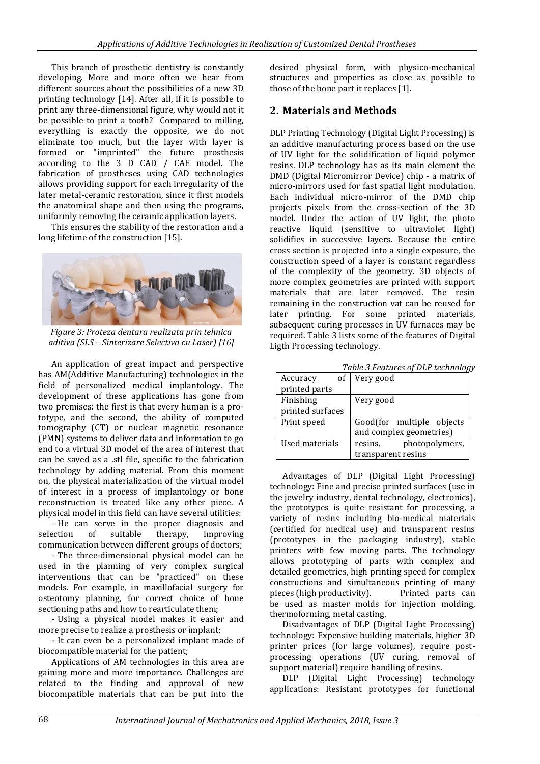This branch of prosthetic dentistry is constantly developing. More and more often we hear from different sources about the possibilities of a new 3D printing technology [14]. After all, if it is possible to print any three-dimensional figure, why would not it be possible to print a tooth? Compared to milling, everything is exactly the opposite, we do not eliminate too much, but the layer with layer is formed or "imprinted" the future prosthesis according to the 3 D CAD / CAE model. The fabrication of prostheses using CAD technologies allows providing support for each irregularity of the later metal-ceramic restoration, since it first models the anatomical shape and then using the programs, uniformly removing the ceramic application layers.

This ensures the stability of the restoration and a long lifetime of the construction [15].

*Figure 3: Proteza dentara realizata prin tehnica aditiva (SLS – Sinterizare Selectiva cu Laser) [16]*

An application of great impact and perspective has AM(Additive Manufacturing) technologies in the field of personalized medical implantology. The development of these applications has gone from two premises: the first is that every human is a pro-totype, and the second, the ability of computed tomography (CT) or nuclear magnetic resonance (PMN) systems to deliver data and information to go end to a virtual 3D model of the area of interest that can be saved as a .stl file, specific to the fabrication technology by adding material. From this moment on, the physical materialization of the virtual model of interest in a process of implantology or bone reconstruction is treated like any other piece. A physical model in this field can have several utilities:

- He can serve in the proper diagnosis and selection of suitable therapy, improving communication between different groups of doctors;
- The three-dimensional physical model can be used in the planning of very complex surgical interventions that can be "practiced" on these models. For example, in maxillofacial surgery for osteotomy planning, for correct choice of bone sectioning paths and how to rearticulate them;
- Using a physical model makes it easier and more precise to realize a prosthesis or implant;
- It can even be a personalized implant made of biocompatible material for the patient;

Applications of AM technologies in this area are gaining more and more importance. Challenges are related to the finding and approval of new biocompatible materials that can be put into the desired physical form, with physico-mechanical structures and properties as close as possible to those of the bone part it replaces [1].

## 2. Materials and Methods

DLP Printing Technology (Digital Light Processing) is an additive manufacturing process based on the use of UV light for the solidification of liquid polymer resins. DLP technology has as its main element the DMD (Digital Micromirror Device) chip - a matrix of micro-mirrors used for fast spatial light modulation. Each individual micro-mirror of the DMD chip projects pixels from the cross-section of the 3D model. Under the action of UV light, the photo reactive liquid (sensitive to ultraviolet light) solidifies in successive layers. Because the entire cross section is projected into a single exposure, the construction speed of a layer is constant regardless of the complexity of the geometry. 3D objects of more complex geometries are printed with support materials that are later removed. The resin remaining in the construction vat can be reused for later printing. For some printed materials, subsequent curing processes in UV furnaces may be required. Table 3 lists some of the features of Digital Ligth Processing technology.

*Table 3 Features of DLP technology*

| | |
|---|---|
| Accuracy of printed parts | Very good |
| Finishing printed surfaces | Very good |
| Print speed | Good(for multiple objects and complex geometries) |
| Used materials | resins, photopolymers, transparent resins |

Advantages of DLP (Digital Light Processing) technology: Fine and precise printed surfaces (use in the jewelry industry, dental technology, electronics), the prototypes is quite resistant for processing, a variety of resins including bio-medical materials (certified for medical use) and transparent resins (prototypes in the packaging industry), stable printers with few moving parts. The technology allows prototyping of parts with complex and detailed geometries, high printing speed for complex constructions and simultaneous printing of many pieces (high productivity). Printed parts can be used as master molds for injection molding, thermoforming, metal casting.

Disadvantages of DLP (Digital Light Processing) technology: Expensive building materials, higher 3D printer prices (for large volumes), require post-processing operations (UV curing, removal of support material) require handling of resins.

DLP (Digital Light Processing) technology applications: Resistant prototypes for functional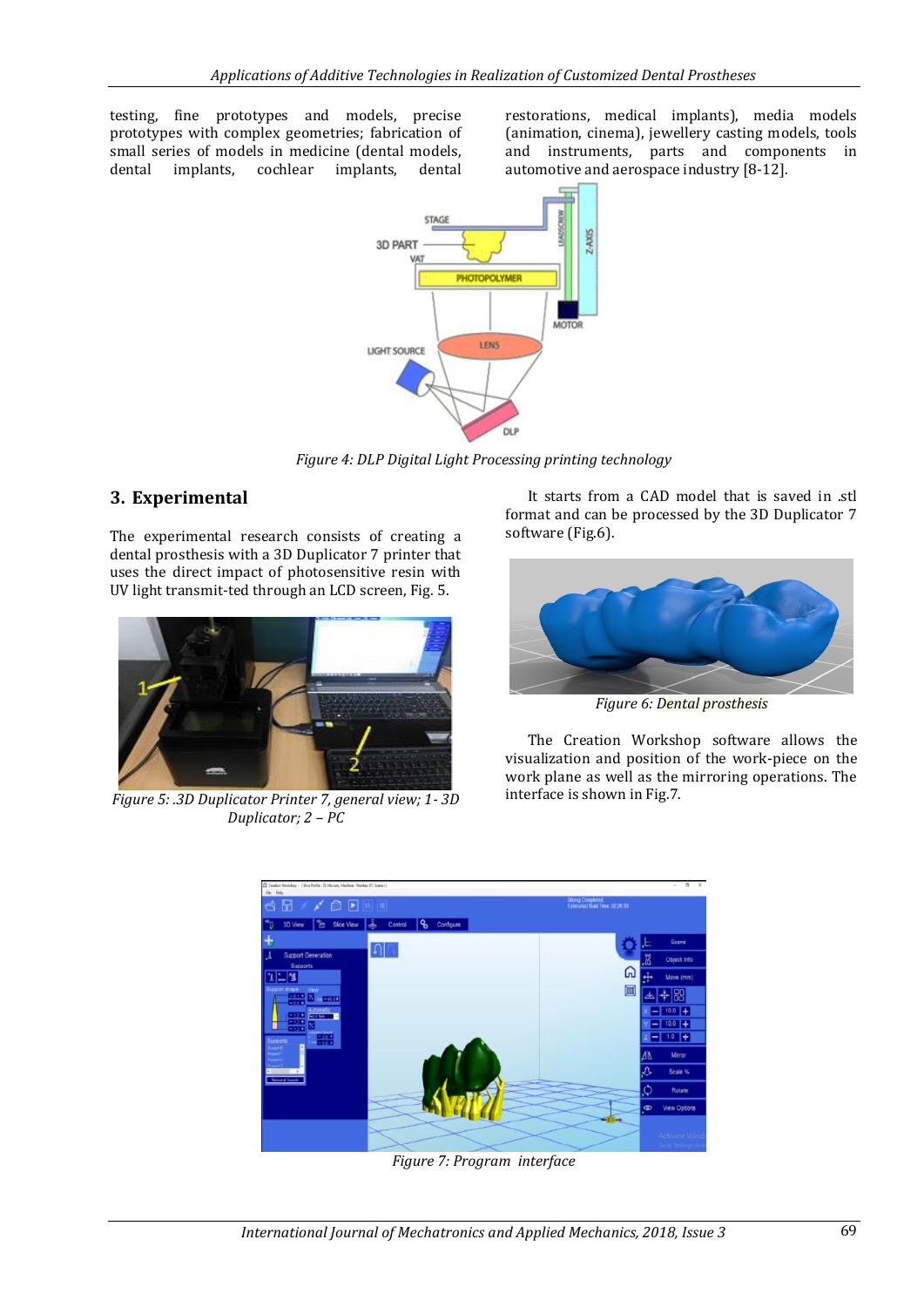testing, fine prototypes and models, precise prototypes with complex geometries; fabrication of small series of models in medicine (dental models, dental implants, cochlear implants, dental restorations, medical implants), media models (animation, cinema), jewellery casting models, tools and instruments, parts and components in automotive and aerospace industry [8-12].

*Figure 4: DLP Digital Light Processing printing technology*

## 3. Experimental

The experimental research consists of creating a dental prosthesis with a 3D Duplicator 7 printer that uses the direct impact of photosensitive resin with UV light transmit-ted through an LCD screen, Fig. 5.

*Figure 5: .3D Duplicator Printer 7, general view; 1- 3D Duplicator; 2 – PC*

It starts from a CAD model that is saved in .stl format and can be processed by the 3D Duplicator 7 software (Fig.6).

*Figure 6: Dental prosthesis*

The Creation Workshop software allows the visualization and position of the work-piece on the work plane as well as the mirroring operations. The interface is shown in Fig.7.

*Figure 7: Program interface*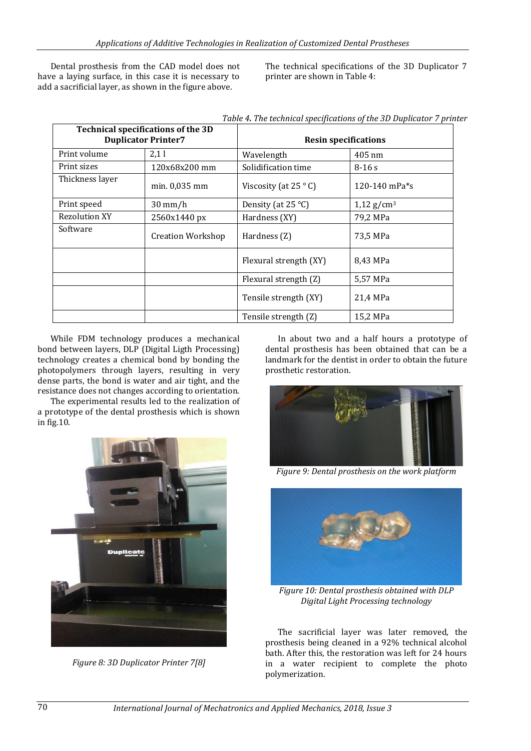Dental prosthesis from the CAD model does not have a laying surface, in this case it is necessary to add a sacrificial layer, as shown in the figure above.

The technical specifications of the 3D Duplicator 7 printer are shown in Table 4:

*Table 4. The technical specifications of the 3D Duplicator 7 printer*

| Technical specifications of the 3D Duplicator Printer7 | | Resin specifications | |
|---|---|---|---|
| Print volume | 2,1 l | Wavelength | 405 nm |
| Print sizes | 120x68x200 mm | Solidification time | 8-16 s |
| Thickness layer | min. 0,035 mm | Viscosity (at 25 ° C) | 120-140 mPa*s |
| Print speed | 30 mm/h | Density (at 25 °C) | 1,12 g/cm$^3$ |
| Rezolution XY | 2560x1440 px | Hardness (XY) | 79,2 MPa |
| Software | Creation Workshop | Hardness (Z) | 73,5 MPa |
| | | Flexural strength (XY) | 8,43 MPa |
| | | Flexural strength (Z) | 5,57 MPa |
| | | Tensile strength (XY) | 21,4 MPa |
| | | Tensile strength (Z) | 15,2 MPa |

While FDM technology produces a mechanical bond between layers, DLP (Digital Ligth Processing) technology creates a chemical bond by bonding the photopolymers through layers, resulting in very dense parts, the bond is water and air tight, and the resistance does not changes according to orientation.

The experimental results led to the realization of a prototype of the dental prosthesis which is shown in fig.10.

Figure 8: 3D Duplicator Printer 7[8]

In about two and a half hours a prototype of dental prosthesis has been obtained that can be a landmark for the dentist in order to obtain the future prosthetic restoration.

Figure 9: Dental prosthesis on the work platform

Figure 10: Dental prosthesis obtained with DLP Digital Light Processing technology

The sacrificial layer was later removed, the prosthesis being cleaned in a 92% technical alcohol bath. After this, the restoration was left for 24 hours in a water recipient to complete the photo polymerization.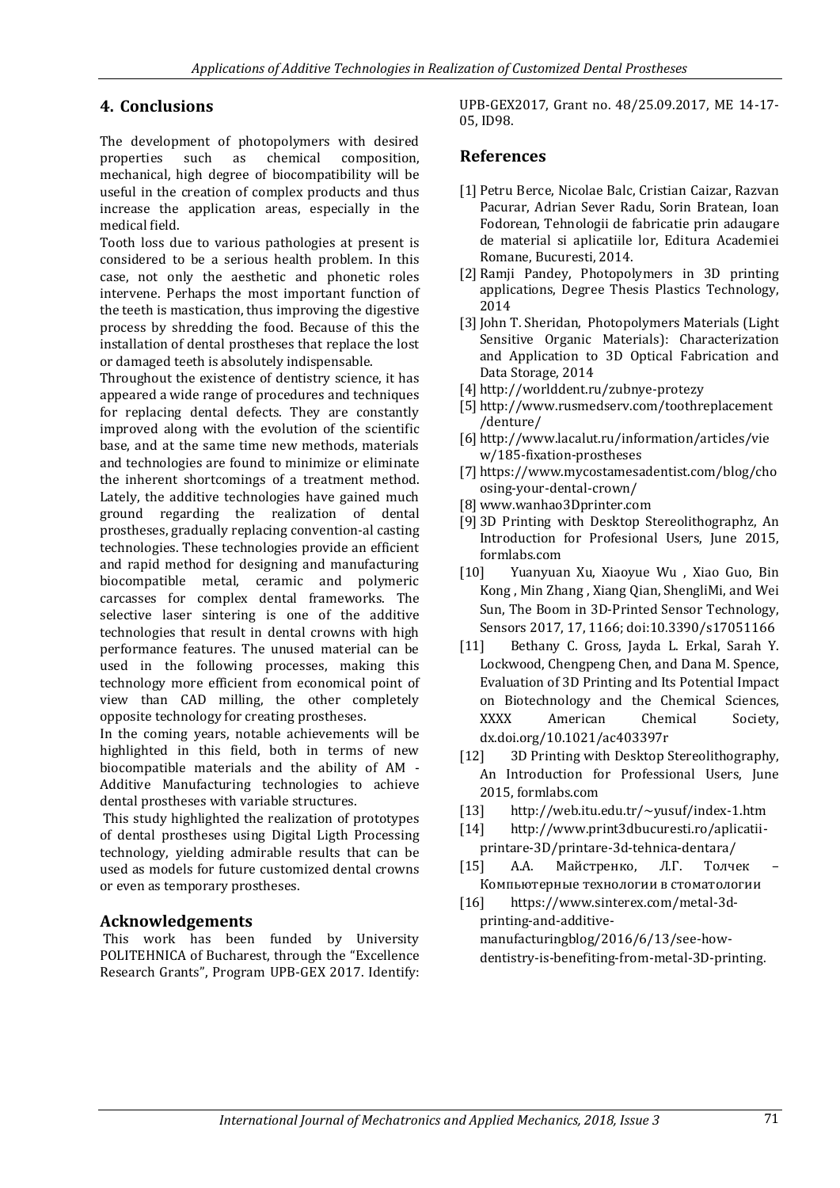## 4. Conclusions

The development of photopolymers with desired properties such as chemical composition, mechanical, high degree of biocompatibility will be useful in the creation of complex products and thus increase the application areas, especially in the medical field.

Tooth loss due to various pathologies at present is considered to be a serious health problem. In this case, not only the aesthetic and phonetic roles intervene. Perhaps the most important function of the teeth is mastication, thus improving the digestive process by shredding the food. Because of this the installation of dental prostheses that replace the lost or damaged teeth is absolutely indispensable.

Throughout the existence of dentistry science, it has appeared a wide range of procedures and techniques for replacing dental defects. They are constantly improved along with the evolution of the scientific base, and at the same time new methods, materials and technologies are found to minimize or eliminate the inherent shortcomings of a treatment method. Lately, the additive technologies have gained much ground regarding the realization of dental prostheses, gradually replacing convention-al casting technologies. These technologies provide an efficient and rapid method for designing and manufacturing biocompatible metal, ceramic and polymeric carcasses for complex dental frameworks. The selective laser sintering is one of the additive technologies that result in dental crowns with high performance features. The unused material can be used in the following processes, making this technology more efficient from economical point of view than CAD milling, the other completely opposite technology for creating prostheses.

In the coming years, notable achievements will be highlighted in this field, both in terms of new biocompatible materials and the ability of AM - Additive Manufacturing technologies to achieve dental prostheses with variable structures.

This study highlighted the realization of prototypes of dental prostheses using Digital Ligth Processing technology, yielding admirable results that can be used as models for future customized dental crowns or even as temporary prostheses.

## Acknowledgements

This work has been funded by University POLITEHNICA of Bucharest, through the "Excellence Research Grants", Program UPB-GEX 2017. Identify: UPB-GEX2017, Grant no. 48/25.09.2017, ME 14-17-05, ID98.

## References

[1] Petru Berce, Nicolae Balc, Cristian Caizar, Razvan Pacurar, Adrian Sever Radu, Sorin Bratean, Ioan Fodorean, Tehnologii de fabricatie prin adaugare de material si aplicatiile lor, Editura Academiei Romane, Bucuresti, 2014.

[2] Ramji Pandey, Photopolymers in 3D printing applications, Degree Thesis Plastics Technology, 2014

[3] John T. Sheridan, Photopolymers Materials (Light Sensitive Organic Materials): Characterization and Application to 3D Optical Fabrication and Data Storage, 2014

[4] http://worlddent.ru/zubnye-protezy

[5] http://www.rusmedserv.com/toothreplacement/denture/

[6] http://www.lacalut.ru/information/articles/view/185-fixation-prostheses

[7] https://www.mycostamesadentist.com/blog/choosing-your-dental-crown/

[8] www.wanhao3Dprinter.com

[9] 3D Printing with Desktop Stereolithographz, An Introduction for Profesional Users, June 2015, formlabs.com

[10] Yuanyuan Xu, Xiaoyue Wu , Xiao Guo, Bin Kong , Min Zhang , Xiang Qian, ShengliMi, and Wei Sun, The Boom in 3D-Printed Sensor Technology, Sensors 2017, 17, 1166; doi:10.3390/s17051166

[11] Bethany C. Gross, Jayda L. Erkal, Sarah Y. Lockwood, Chengpeng Chen, and Dana M. Spence, Evaluation of 3D Printing and Its Potential Impact on Biotechnology and the Chemical Sciences, XXXX American Chemical Society, dx.doi.org/10.1021/ac403397r

[12] 3D Printing with Desktop Stereolithography, An Introduction for Professional Users, June 2015, formlabs.com

[13] http://web.itu.edu.tr/~yusuf/index-1.htm

[14] http://www.print3dbucuresti.ro/aplicatii-printare-3D/printare-3d-tehnica-dentara/

[15] А.А. Майстренко, Л.Г. Толчек – Компьютерные технологии в стоматологии

[16] https://www.sinterex.com/metal-3d-printing-and-additive-manufacturingblog/2016/6/13/see-how-dentistry-is-benefiting-from-metal-3D-printing.